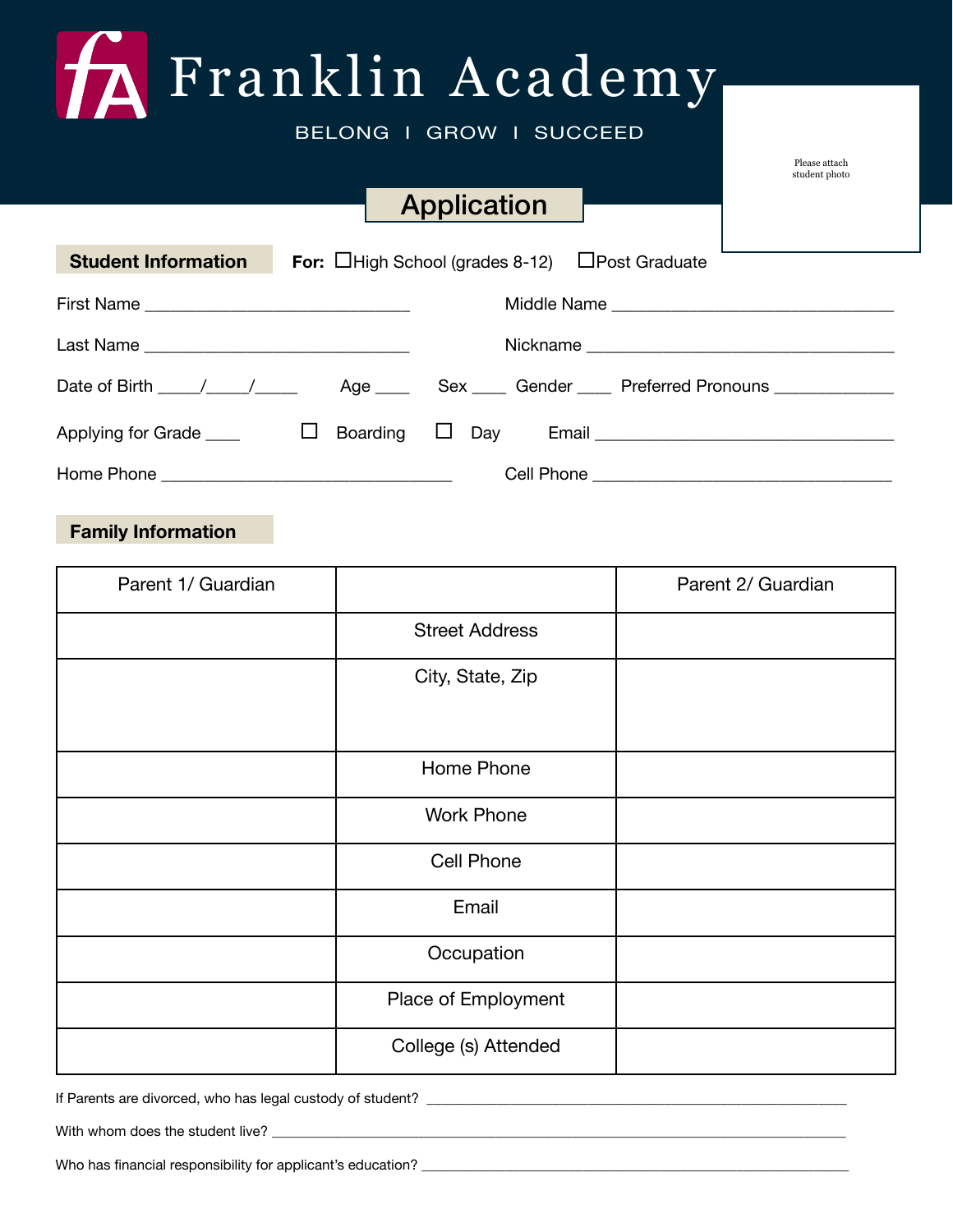# Franklin Academy

BELONG I GROW I SUCCEED

Please attach student photo

## Application

**Student Information** **For:** ☐High School (grades 8-12) ☐Post Graduate

First Name ______________________________ Middle Name ______________________________

Last Name ______________________________ Nickname ______________________________

Date of Birth _____/_____/_____ Age ____ Sex ____ Gender ____ Preferred Pronouns _____________

Applying for Grade ____ ☐ Boarding ☐ Day Email ______________________________

Home Phone ______________________________ Cell Phone ______________________________

**Family Information**

| Parent 1/ Guardian | | Parent 2/ Guardian |
|---|---|---|
| | Street Address | |
| | City, State, Zip | |
| | Home Phone | |
| | Work Phone | |
| | Cell Phone | |
| | Email | |
| | Occupation | |
| | Place of Employment | |
| | College (s) Attended | |

If Parents are divorced, who has legal custody of student? ______________________________

With whom does the student live? ______________________________

Who has financial responsibility for applicant's education? ______________________________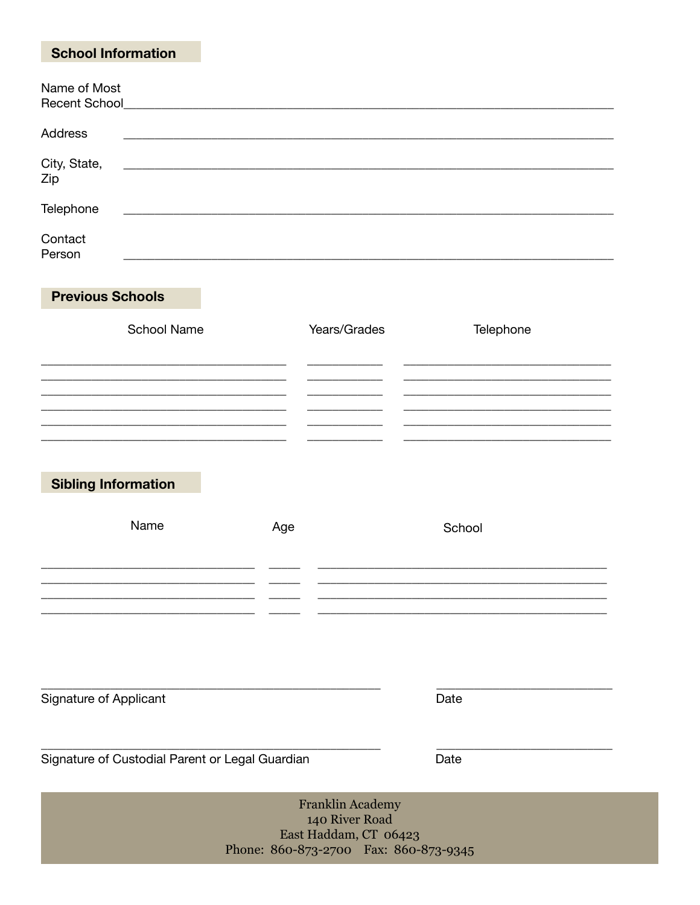## School Information

Name of Most Recent School ______________________________________________

Address ______________________________________________

City, State, Zip ______________________________________________

Telephone ______________________________________________

Contact Person ______________________________________________

## Previous Schools

| School Name | Years/Grades | Telephone |
| --- | --- | --- |
| | | |
| | | |
| | | |
| | | |
| | | |
| | | |

## Sibling Information

| Name | Age | School |
| --- | --- | --- |
| | | |
| | | |
| | | |
| | | |

______________________________________________ ____________________

Signature of Applicant Date

______________________________________________ ____________________

Signature of Custodial Parent or Legal Guardian Date

Franklin Academy
140 River Road
East Haddam, CT 06423
Phone: 860-873-2700 Fax: 860-873-9345